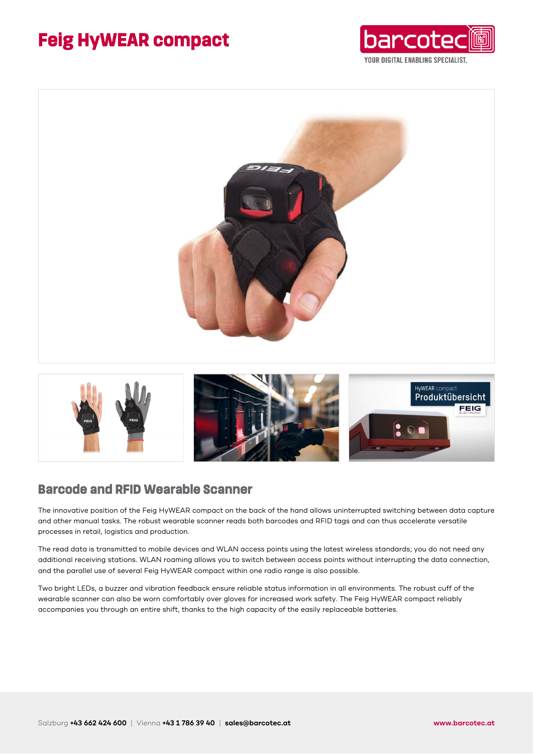# Feig HyWEAR compact

## Barcode and RFID Wearable Scanner

The innovative position of the Feig HyWEAR compact on the back of the hand allows uninterrupted switching between data capture and other manual tasks. The robust wearable scanner reads both barcodes and RFID tags and can thus accelerate versatile processes in retail, logistics and production.

The read data is transmitted to mobile devices and WLAN access points using the latest wireless standards; you do not need any additional receiving stations. WLAN roaming allows you to switch between access points without interrupting the data connection, and the parallel use of several Feig HyWEAR compact within one radio range is also possible.

Two bright LEDs, a buzzer and vibration feedback ensure reliable status information in all environments. The robust cuff of the wearable scanner can also be worn comfortably over gloves for increased work safety. The Feig HyWEAR compact reliably accompanies you through an entire shift, thanks to the high capacity of the easily replaceable batteries.

Salzburg **+43 662 424 600** | Vienna **+43 1 786 39 40** | **sales@barcotec.at** **www.barcotec.at**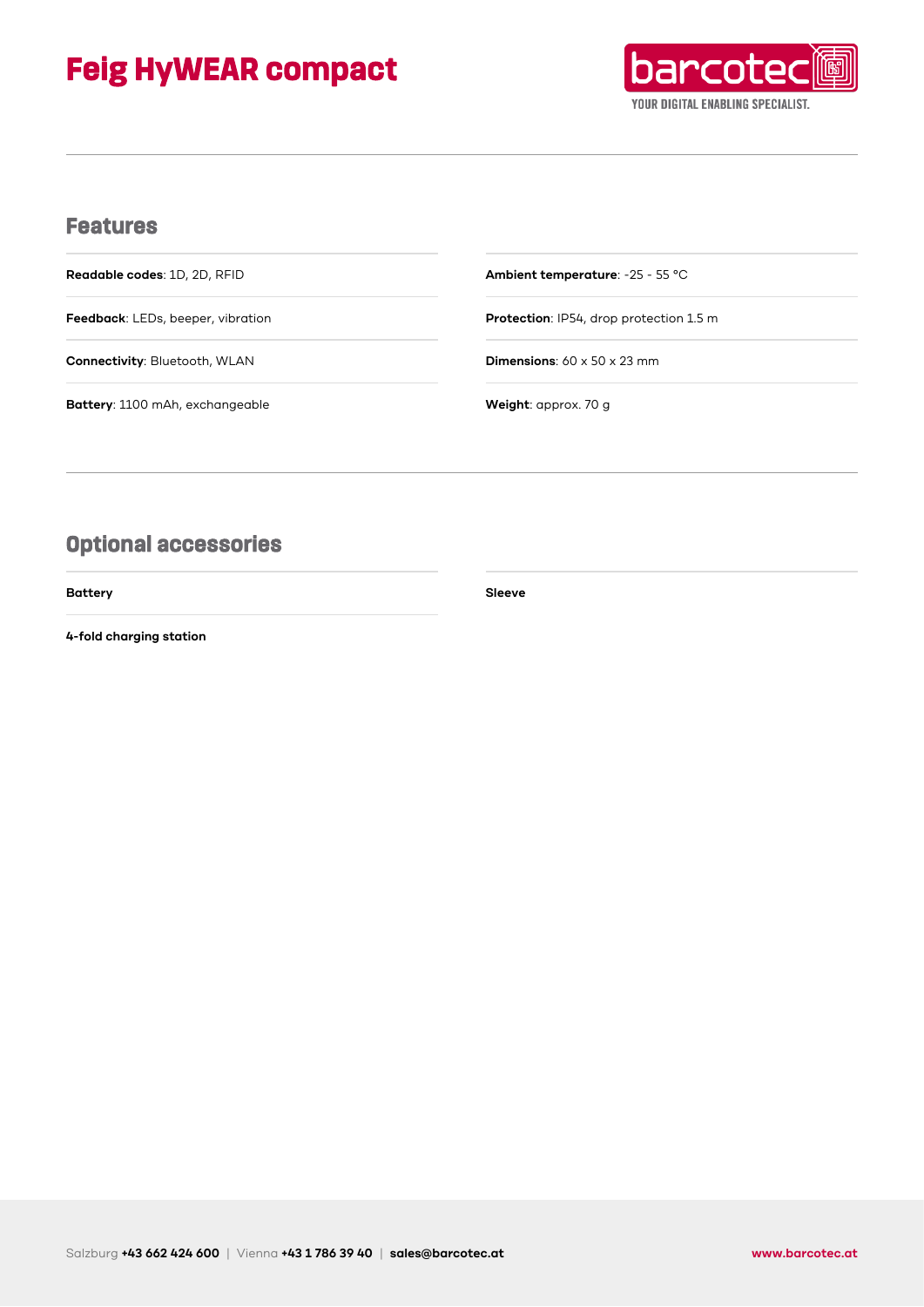# Feig HyWEAR compact

## Features

**Readable codes**: 1D, 2D, RFID

**Feedback**: LEDs, beeper, vibration

**Connectivity**: Bluetooth, WLAN

**Battery**: 1100 mAh, exchangeable

**Ambient temperature**: -25 - 55 °C

**Protection**: IP54, drop protection 1.5 m

**Dimensions**: 60 x 50 x 23 mm

**Weight**: approx. 70 g

## Optional accessories

**Battery**

**4-fold charging station**

**Sleeve**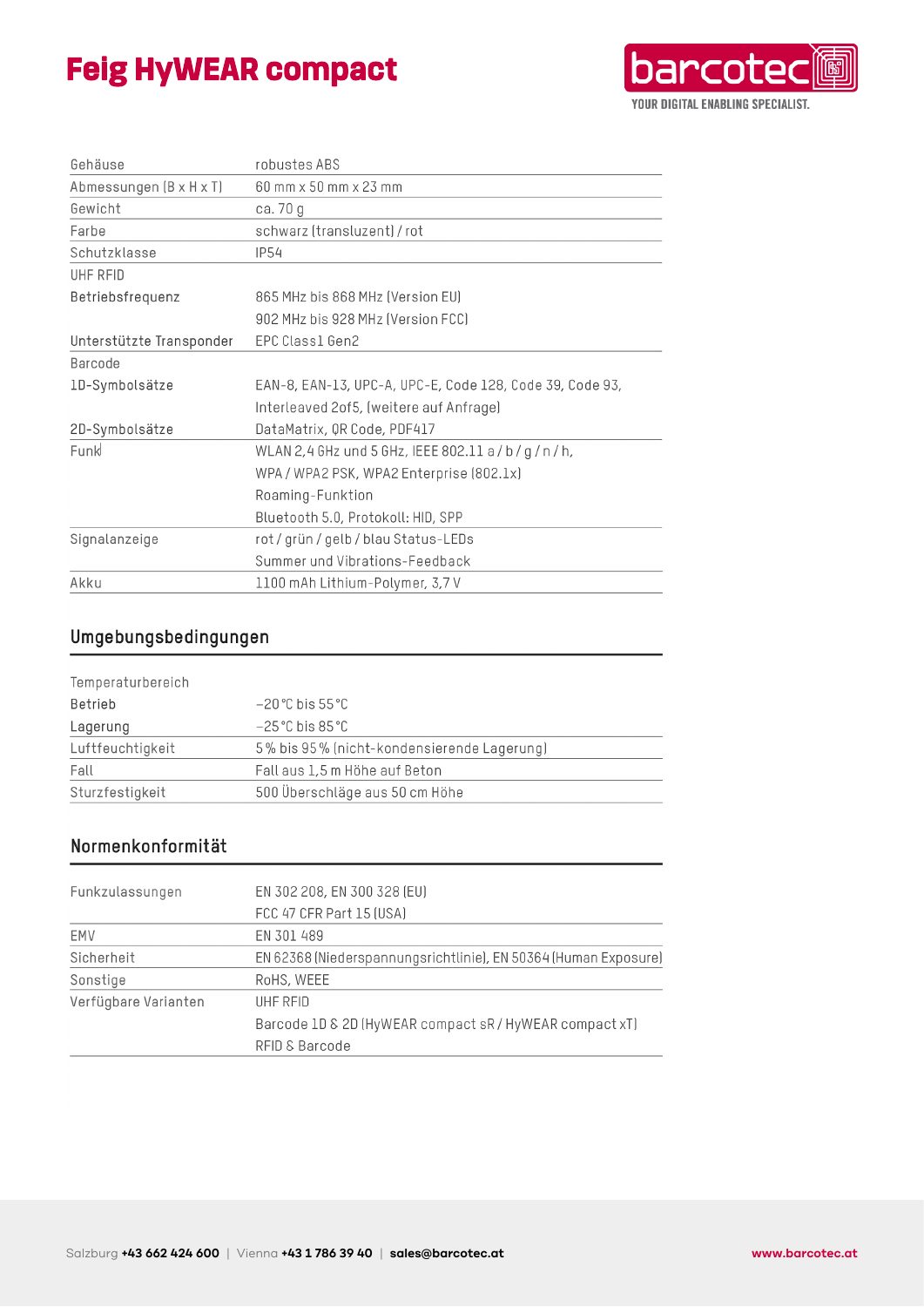# Feig HyWEAR compact

| | |
|---|---|
| Gehäuse | robustes ABS |
| Abmessungen (B x H x T) | 60 mm x 50 mm x 23 mm |
| Gewicht | ca. 70 g |
| Farbe | schwarz (transluzent) / rot |
| Schutzklasse | IP54 |
| UHF RFID | |
| Betriebsfrequenz | 865 MHz bis 868 MHz (Version EU) |
| | 902 MHz bis 928 MHz (Version FCC) |
| Unterstützte Transponder | EPC Class1 Gen2 |
| Barcode | |
| 1D-Symbolsätze | EAN-8, EAN-13, UPC-A, UPC-E, Code 128, Code 39, Code 93, |
| | Interleaved 2of5, (weitere auf Anfrage) |
| 2D-Symbolsätze | DataMatrix, QR Code, PDF417 |
| Funk | WLAN 2,4 GHz und 5 GHz, IEEE 802.11 a / b / g / n / h, |
| | WPA / WPA2 PSK, WPA2 Enterprise (802.1x) |
| | Roaming-Funktion |
| | Bluetooth 5.0, Protokoll: HID, SPP |
| Signalanzeige | rot / grün / gelb / blau Status-LEDs |
| | Summer und Vibrations-Feedback |
| Akku | 1100 mAh Lithium-Polymer, 3,7 V |

## Umgebungsbedingungen

| | |
|---|---|
| Temperaturbereich | |
| Betrieb | −20 °C bis 55 °C |
| Lagerung | −25 °C bis 85 °C |
| Luftfeuchtigkeit | 5 % bis 95 % (nicht-kondensierende Lagerung) |
| Fall | Fall aus 1,5 m Höhe auf Beton |
| Sturzfestigkeit | 500 Überschläge aus 50 cm Höhe |

## Normenkonformität

| | |
|---|---|
| Funkzulassungen | EN 302 208, EN 300 328 (EU) |
| | FCC 47 CFR Part 15 (USA) |
| EMV | EN 301 489 |
| Sicherheit | EN 62368 (Niederspannungsrichtlinie), EN 50364 (Human Exposure) |
| Sonstige | RoHS, WEEE |
| Verfügbare Varianten | UHF RFID |
| | Barcode 1D & 2D (HyWEAR compact sR / HyWEAR compact xT) |
| | RFID & Barcode |

Salzburg **+43 662 424 600** | Vienna **+43 1 786 39 40** | **sales@barcotec.at** **www.barcotec.at**